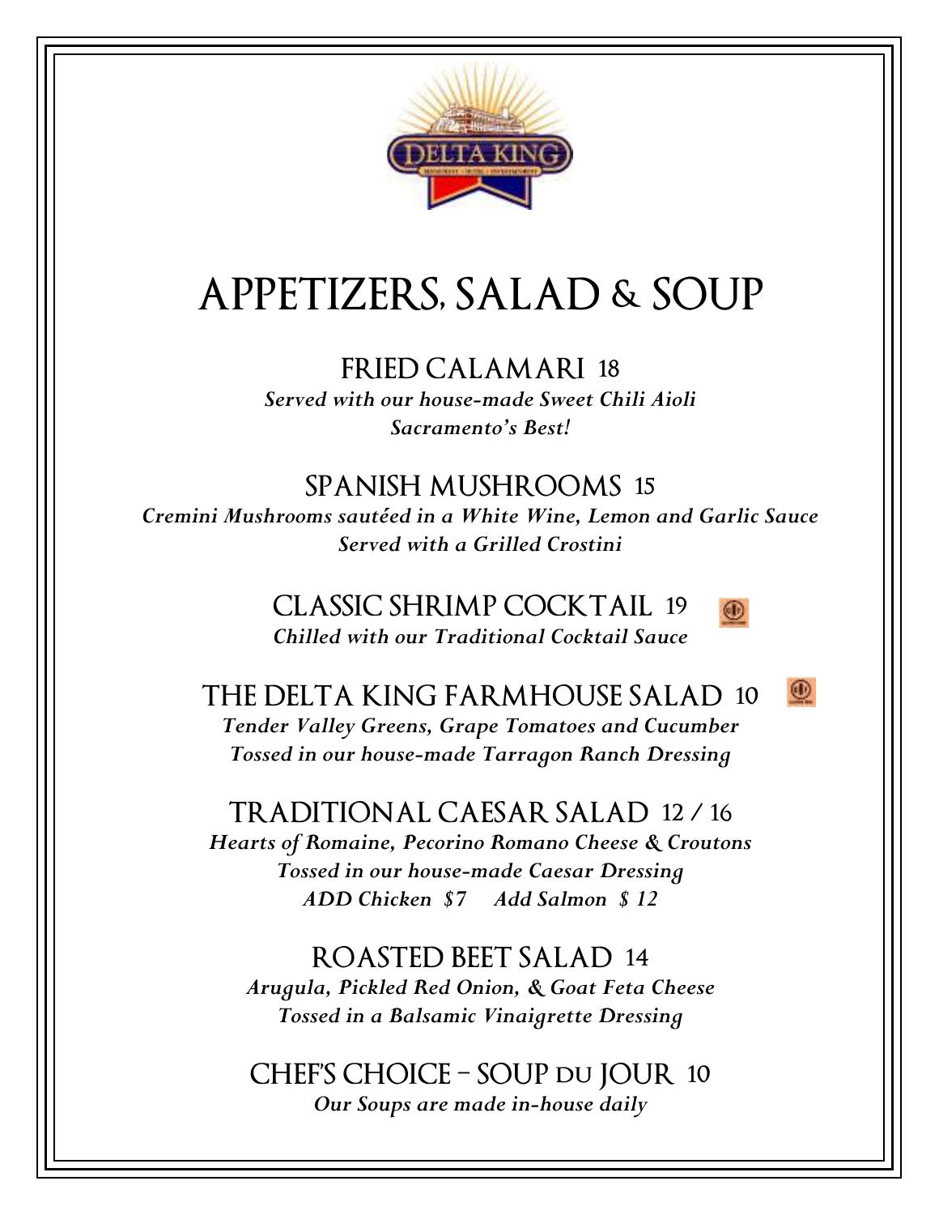# APPETIZERS, SALAD & SOUP

## FRIED CALAMARI 18

***Served with our house-made Sweet Chili Aioli***
***Sacramento's Best!***

## SPANISH MUSHROOMS 15

***Cremini Mushrooms sautéed in a White Wine, Lemon and Garlic Sauce***
***Served with a Grilled Crostini***

## CLASSIC SHRIMP COCKTAIL 19

***Chilled with our Traditional Cocktail Sauce***

## THE DELTA KING FARMHOUSE SALAD 10

***Tender Valley Greens, Grape Tomatoes and Cucumber***
***Tossed in our house-made Tarragon Ranch Dressing***

## TRADITIONAL CAESAR SALAD 12 / 16

***Hearts of Romaine, Pecorino Romano Cheese & Croutons***
***Tossed in our house-made Caesar Dressing***
***ADD Chicken $7 Add Salmon $ 12***

## ROASTED BEET SALAD 14

***Arugula, Pickled Red Onion, & Goat Feta Cheese***
***Tossed in a Balsamic Vinaigrette Dressing***

## CHEF'S CHOICE – SOUP DU JOUR 10

***Our Soups are made in-house daily***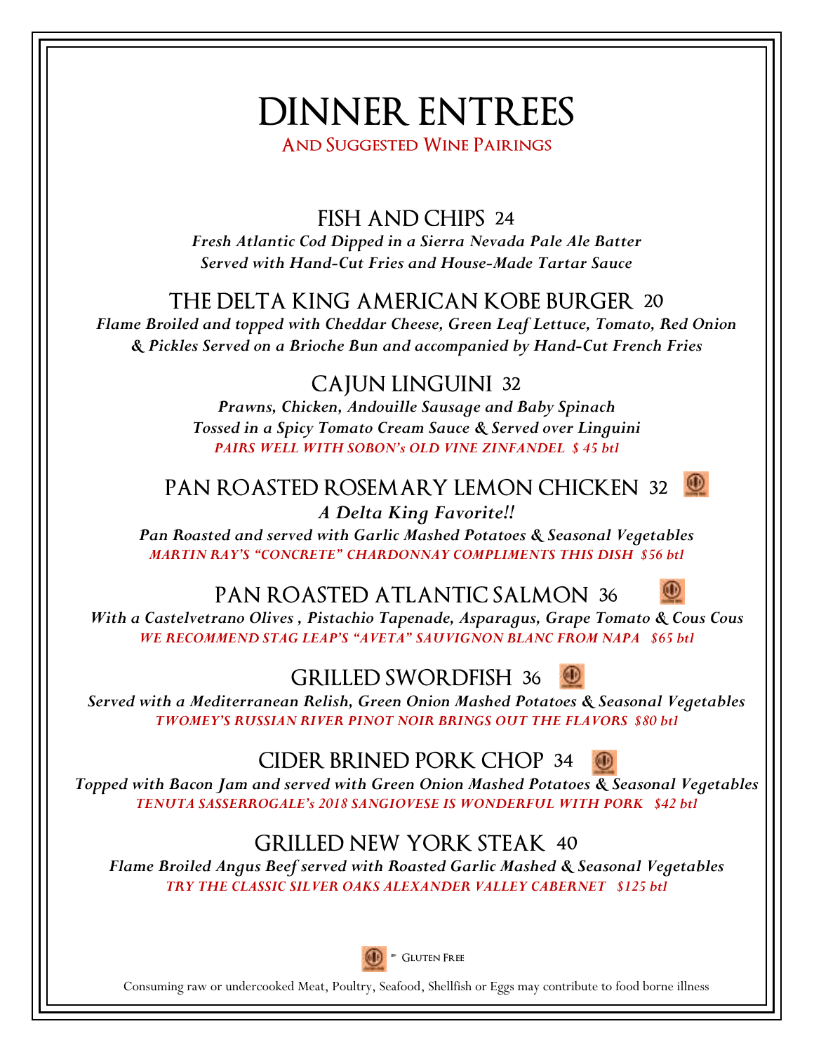# DINNER ENTREES

## And Suggested Wine Pairings

### FISH AND CHIPS 24

***Fresh Atlantic Cod Dipped in a Sierra Nevada Pale Ale Batter***
***Served with Hand-Cut Fries and House-Made Tartar Sauce***

### THE DELTA KING AMERICAN KOBE BURGER 20

***Flame Broiled and topped with Cheddar Cheese, Green Leaf Lettuce, Tomato, Red Onion & Pickles Served on a Brioche Bun and accompanied by Hand-Cut French Fries***

### CAJUN LINGUINI 32

***Prawns, Chicken, Andouille Sausage and Baby Spinach***
***Tossed in a Spicy Tomato Cream Sauce & Served over Linguini***
***PAIRS WELL WITH SOBON's OLD VINE ZINFANDEL $ 45 btl***

### PAN ROASTED ROSEMARY LEMON CHICKEN 32 (GF)

***A Delta King Favorite!!***
***Pan Roasted and served with Garlic Mashed Potatoes & Seasonal Vegetables***
***MARTIN RAY'S "CONCRETE" CHARDONNAY COMPLIMENTS THIS DISH $56 btl***

### PAN ROASTED ATLANTIC SALMON 36 (GF)

***With a Castelvetrano Olives , Pistachio Tapenade, Asparagus, Grape Tomato & Cous Cous***
***WE RECOMMEND STAG LEAP'S "AVETA" SAUVIGNON BLANC FROM NAPA $65 btl***

### GRILLED SWORDFISH 36 (GF)

***Served with a Mediterranean Relish, Green Onion Mashed Potatoes & Seasonal Vegetables***
***TWOMEY'S RUSSIAN RIVER PINOT NOIR BRINGS OUT THE FLAVORS $80 btl***

### CIDER BRINED PORK CHOP 34 (GF)

***Topped with Bacon Jam and served with Green Onion Mashed Potatoes & Seasonal Vegetables***
***TENUTA SASSERROGALE's 2018 SANGIOVESE IS WONDERFUL WITH PORK $42 btl***

### GRILLED NEW YORK STEAK 40

***Flame Broiled Angus Beef served with Roasted Garlic Mashed & Seasonal Vegetables***
***TRY THE CLASSIC SILVER OAKS ALEXANDER VALLEY CABERNET $125 btl***

(GF) = Gluten Free

Consuming raw or undercooked Meat, Poultry, Seafood, Shellfish or Eggs may contribute to food borne illness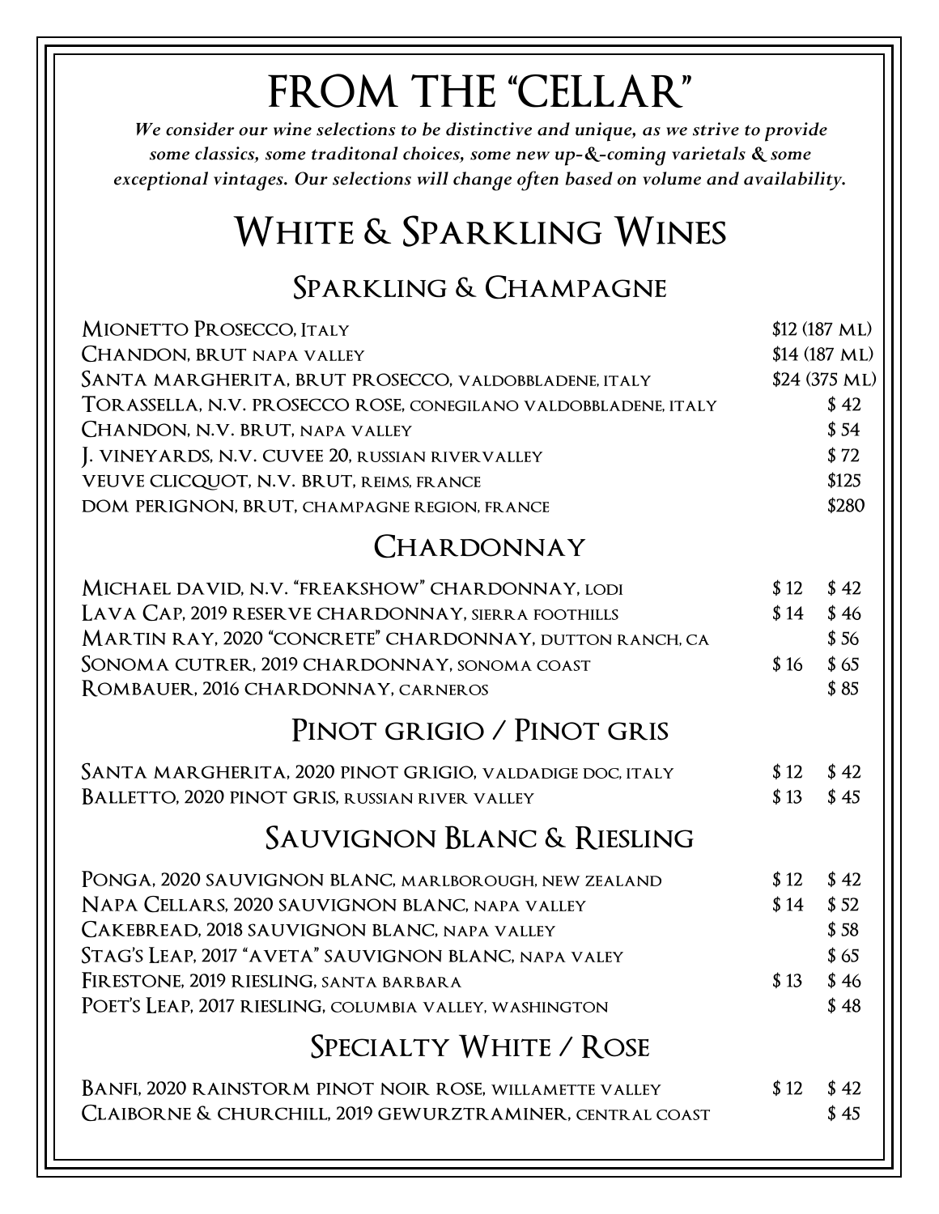# FROM THE "CELLAR"

***We consider our wine selections to be distinctive and unique, as we strive to provide some classics, some traditonal choices, some new up-&-coming varietals & some exceptional vintages. Our selections will change often based on volume and availability.***

## White & Sparkling Wines

### Sparkling & Champagne

| Wine | Glass | Bottle |
|---|---|---|
| Mionetto Prosecco, Italy | | $12 (187 ML) |
| Chandon, Brut napa valley | | $14 (187 ML) |
| Santa Margherita, Brut Prosecco, valdobbladene, italy | | $24 (375 ML) |
| Torassella, N.V. Prosecco Rose, conegilano valdobbladene, italy | | $ 42 |
| Chandon, N.V. Brut, napa valley | | $ 54 |
| J. Vineyards, N.V. Cuvee 20, russian rivervalley | | $ 72 |
| Veuve Clicquot, N.V. Brut, reims, france | | $125 |
| Dom Perignon, Brut, champagne region, france | | $280 |

### Chardonnay

| Wine | Glass | Bottle |
|---|---|---|
| Michael David, N.V. "Freakshow" Chardonnay, lodi | $ 12 | $ 42 |
| Lava Cap, 2019 Reserve Chardonnay, sierra foothills | $ 14 | $ 46 |
| Martin Ray, 2020 "Concrete" Chardonnay, dutton ranch, ca | | $ 56 |
| Sonoma Cutrer, 2019 Chardonnay, sonoma coast | $ 16 | $ 65 |
| Rombauer, 2016 Chardonnay, carneros | | $ 85 |

### Pinot Grigio / Pinot Gris

| Wine | Glass | Bottle |
|---|---|---|
| Santa Margherita, 2020 Pinot Grigio, valdadige doc, italy | $ 12 | $ 42 |
| Balletto, 2020 Pinot Gris, russian river valley | $ 13 | $ 45 |

### Sauvignon Blanc & Riesling

| Wine | Glass | Bottle |
|---|---|---|
| Ponga, 2020 Sauvignon Blanc, marlborough, new zealand | $ 12 | $ 42 |
| Napa Cellars, 2020 Sauvignon Blanc, napa valley | $ 14 | $ 52 |
| Cakebread, 2018 Sauvignon Blanc, napa valley | | $ 58 |
| Stag's Leap, 2017 "Aveta" Sauvignon Blanc, napa valey | | $ 65 |
| Firestone, 2019 Riesling, santa barbara | $ 13 | $ 46 |
| Poet's Leap, 2017 Riesling, columbia valley, washington | | $ 48 |

### Specialty White / Rose

| Wine | Glass | Bottle |
|---|---|---|
| Banfi, 2020 Rainstorm Pinot Noir Rose, willamette valley | $ 12 | $ 42 |
| Claiborne & Churchill, 2019 Gewurztraminer, central coast | | $ 45 |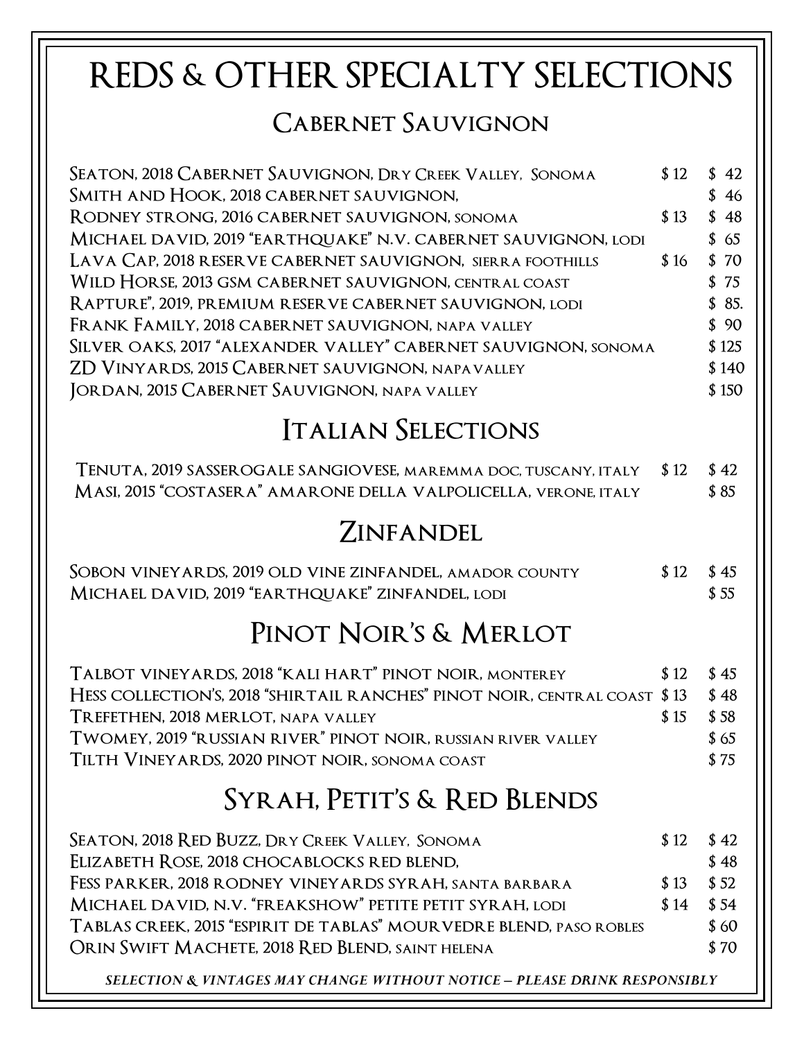# Reds & Other Specialty Selections

## Cabernet Sauvignon

| | | |
|---|---|---|
| Seaton, 2018 Cabernet Sauvignon, Dry Creek Valley, Sonoma | $ 12 | $ 42 |
| Smith and Hook, 2018 cabernet sauvignon, | | $ 46 |
| Rodney strong, 2016 cabernet sauvignon, sonoma | $ 13 | $ 48 |
| Michael david, 2019 "earthquake" n.v. cabernet sauvignon, lodi | | $ 65 |
| Lava Cap, 2018 reserve cabernet sauvignon, sierra foothills | $ 16 | $ 70 |
| Wild Horse, 2013 gsm cabernet sauvignon, central coast | | $ 75 |
| Rapture", 2019, premium reserve cabernet sauvignon, lodi | | $ 85. |
| Frank Family, 2018 cabernet sauvignon, napa valley | | $ 90 |
| Silver oaks, 2017 "alexander valley" cabernet sauvignon, sonoma | | $ 125 |
| ZD Vinyards, 2015 Cabernet sauvignon, napa valley | | $ 140 |
| Jordan, 2015 Cabernet Sauvignon, napa valley | | $ 150 |

## Italian Selections

| | | |
|---|---|---|
| Tenuta, 2019 sasserogale sangiovese, maremma doc, tuscany, italy | $ 12 | $ 42 |
| Masi, 2015 "costasera" amarone della valpolicella, verone, italy | | $ 85 |

## Zinfandel

| | | |
|---|---|---|
| Sobon vineyards, 2019 old vine zinfandel, amador county | $ 12 | $ 45 |
| Michael david, 2019 "earthquake" zinfandel, lodi | | $ 55 |

## Pinot Noir's & Merlot

| | | |
|---|---|---|
| Talbot vineyards, 2018 "kali hart" pinot noir, monterey | $ 12 | $ 45 |
| Hess collection's, 2018 "shirtail ranches" pinot noir, central coast | $ 13 | $ 48 |
| Trefethen, 2018 merlot, napa valley | $ 15 | $ 58 |
| Twomey, 2019 "russian river" pinot noir, russian river valley | | $ 65 |
| Tilth Vineyards, 2020 pinot noir, sonoma coast | | $ 75 |

## Syrah, Petit's & Red Blends

| | | |
|---|---|---|
| Seaton, 2018 Red Buzz, Dry Creek Valley, Sonoma | $ 12 | $ 42 |
| Elizabeth Rose, 2018 chocablocks red blend, | | $ 48 |
| Fess parker, 2018 rodney vineyards syrah, santa barbara | $ 13 | $ 52 |
| Michael david, n.v. "freakshow" petite petit syrah, lodi | $ 14 | $ 54 |
| Tablas creek, 2015 "espirit de tablas" mourvedre blend, paso robles | | $ 60 |
| Orin Swift Machete, 2018 Red Blend, saint helena | | $ 70 |

***SELECTION & VINTAGES MAY CHANGE WITHOUT NOTICE – PLEASE DRINK RESPONSIBLY***